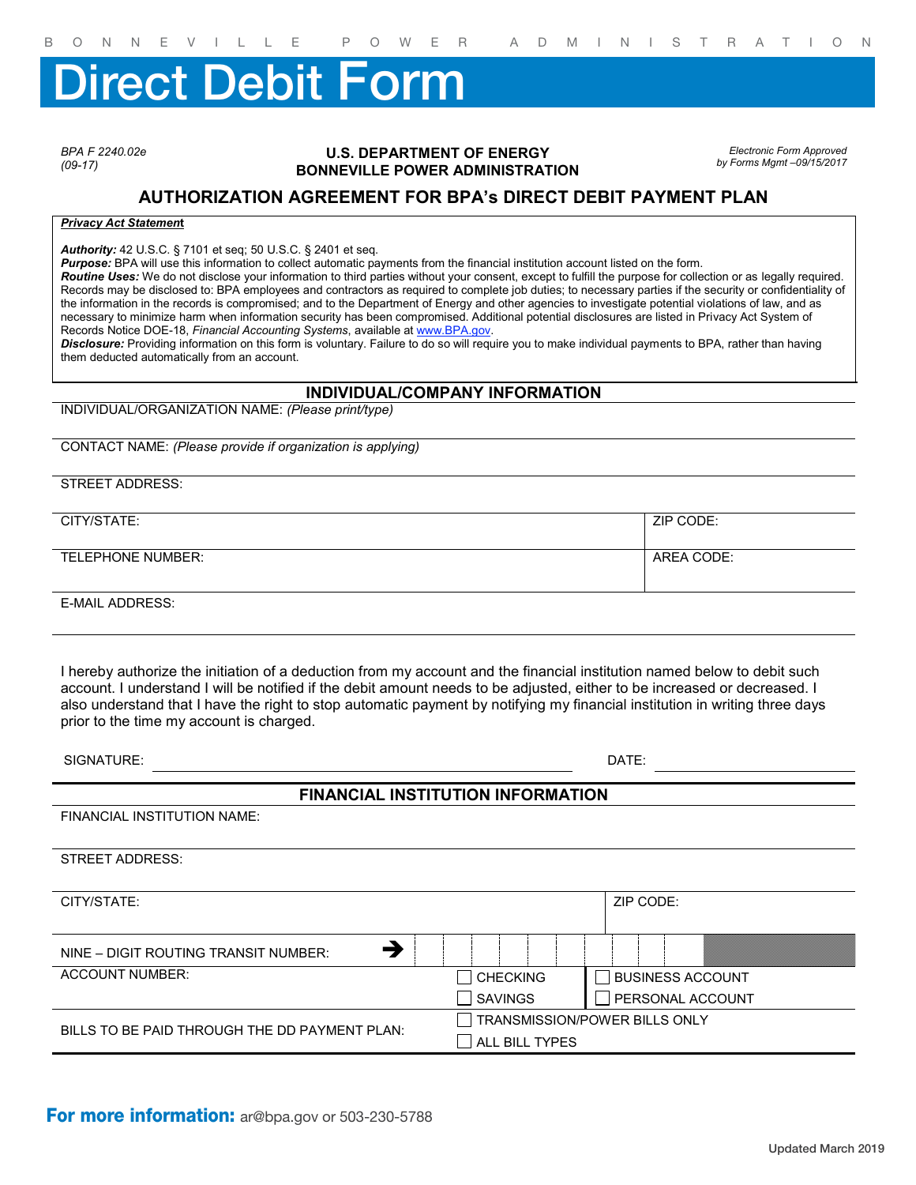BONNEVILLE POWER ADMINISTRATION

# Direct Debit Form

*BPA F 2240.02e*
*(09-17)*

**U.S. DEPARTMENT OF ENERGY**
**BONNEVILLE POWER ADMINISTRATION**

*Electronic Form Approved by Forms Mgmt –09/15/2017*

## AUTHORIZATION AGREEMENT FOR BPA's DIRECT DEBIT PAYMENT PLAN

***Privacy Act Statement***

***Authority:*** 42 U.S.C. § 7101 et seq; 50 U.S.C. § 2401 et seq.
***Purpose:*** BPA will use this information to collect automatic payments from the financial institution account listed on the form.
***Routine Uses:*** We do not disclose your information to third parties without your consent, except to fulfill the purpose for collection or as legally required. Records may be disclosed to: BPA employees and contractors as required to complete job duties; to necessary parties if the security or confidentiality of the information in the records is compromised; and to the Department of Energy and other agencies to investigate potential violations of law, and as necessary to minimize harm when information security has been compromised. Additional potential disclosures are listed in Privacy Act System of Records Notice DOE-18, *Financial Accounting Systems*, available at www.BPA.gov.
***Disclosure:*** Providing information on this form is voluntary. Failure to do so will require you to make individual payments to BPA, rather than having them deducted automatically from an account.

### INDIVIDUAL/COMPANY INFORMATION

INDIVIDUAL/ORGANIZATION NAME: *(Please print/type)*

CONTACT NAME: *(Please provide if organization is applying)*

STREET ADDRESS:

| CITY/STATE: | ZIP CODE: |
|---|---|
| TELEPHONE NUMBER: | AREA CODE: |

E-MAIL ADDRESS:

I hereby authorize the initiation of a deduction from my account and the financial institution named below to debit such account. I understand I will be notified if the debit amount needs to be adjusted, either to be increased or decreased. I also understand that I have the right to stop automatic payment by notifying my financial institution in writing three days prior to the time my account is charged.

SIGNATURE: ______________________ DATE: __________

### FINANCIAL INSTITUTION INFORMATION

FINANCIAL INSTITUTION NAME:

STREET ADDRESS:

| CITY/STATE: | ZIP CODE: |
|---|---|

NINE – DIGIT ROUTING TRANSIT NUMBER: ➔ | | | | | | | | | |

| ACCOUNT NUMBER: | ☐ CHECKING<br>☐ SAVINGS | ☐ BUSINESS ACCOUNT<br>☐ PERSONAL ACCOUNT |
|---|---|---|
| BILLS TO BE PAID THROUGH THE DD PAYMENT PLAN: | ☐ TRANSMISSION/POWER BILLS ONLY<br>☐ ALL BILL TYPES | |

**For more information:** ar@bpa.gov or 503-230-5788

Updated March 2019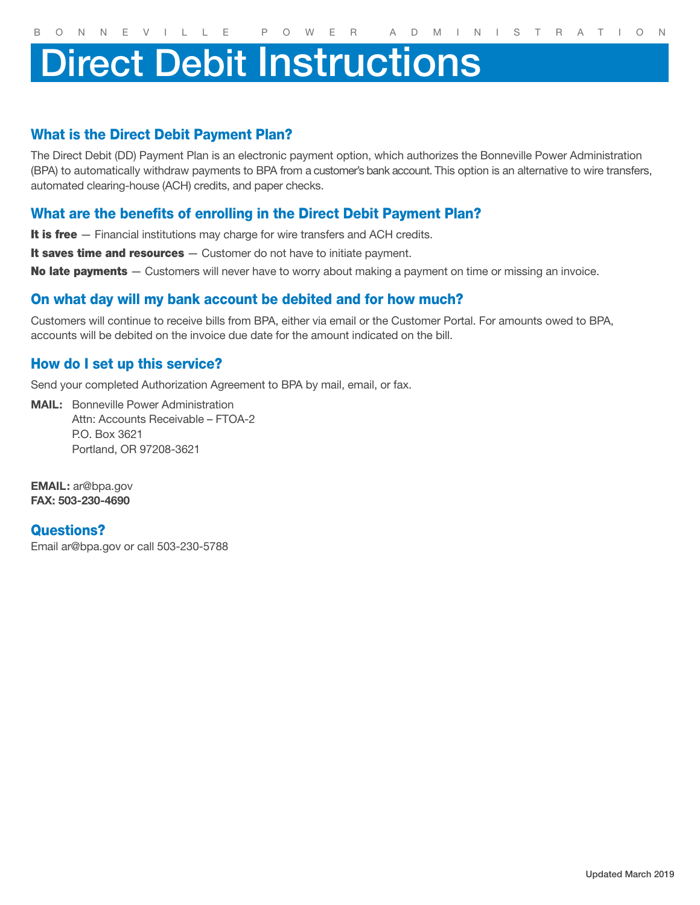BONNEVILLE POWER ADMINISTRATION

# Direct Debit Instructions

## What is the Direct Debit Payment Plan?

The Direct Debit (DD) Payment Plan is an electronic payment option, which authorizes the Bonneville Power Administration (BPA) to automatically withdraw payments to BPA from a customer's bank account. This option is an alternative to wire transfers, automated clearing-house (ACH) credits, and paper checks.

## What are the benefits of enrolling in the Direct Debit Payment Plan?

**It is free** — Financial institutions may charge for wire transfers and ACH credits.

**It saves time and resources** — Customer do not have to initiate payment.

**No late payments** — Customers will never have to worry about making a payment on time or missing an invoice.

## On what day will my bank account be debited and for how much?

Customers will continue to receive bills from BPA, either via email or the Customer Portal. For amounts owed to BPA, accounts will be debited on the invoice due date for the amount indicated on the bill.

## How do I set up this service?

Send your completed Authorization Agreement to BPA by mail, email, or fax.

**MAIL:** Bonneville Power Administration
Attn: Accounts Receivable – FTOA-2
P.O. Box 3621
Portland, OR 97208-3621

**EMAIL:** ar@bpa.gov
**FAX: 503-230-4690**

## Questions?

Email ar@bpa.gov or call 503-230-5788

Updated March 2019